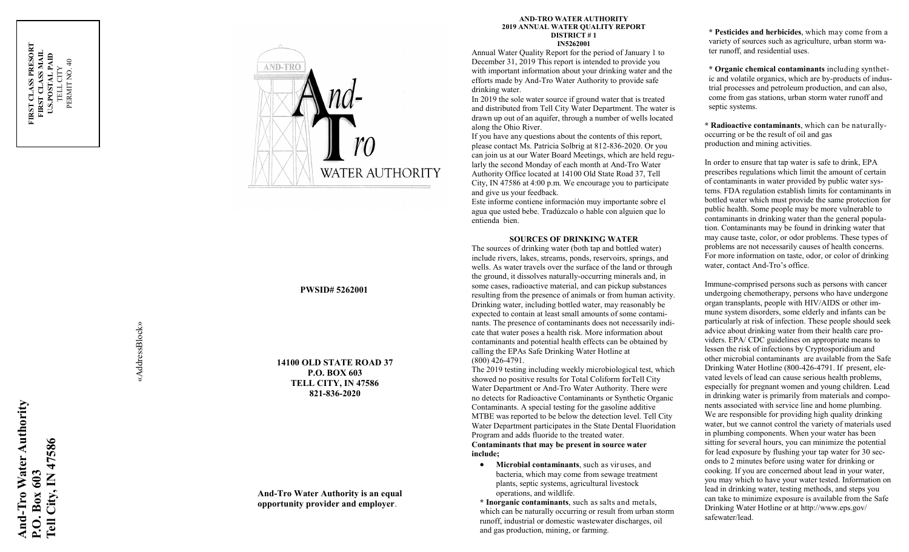FIRST CLASS PRESORT
FIRST CLASS MAIL
U.S.POSTAL PAID
TELL CITY
PERMIT NO. 40

AND-TRO

And-Tro

WATER AUTHORITY

**PWSID# 5262001**

«AddressBlock»

**14100 OLD STATE ROAD 37**
**P.O. BOX 603**
**TELL CITY, IN 47586**
**821-836-2020**

**And-Tro Water Authority is an equal opportunity provider and employer.**

**And-Tro Water Authority**
**P.O. Box 603**
**Tell City, IN 47586**

## AND-TRO WATER AUTHORITY
## 2019 ANNUAL WATER QUALITY REPORT
## DISTRICT # 1
## IN5262001

Annual Water Quality Report for the period of January 1 to December 31, 2019 This report is intended to provide you with important information about your drinking water and the efforts made by And-Tro Water Authority to provide safe drinking water.

In 2019 the sole water source if ground water that is treated and distributed from Tell City Water Department. The water is drawn up out of an aquifer, through a number of wells located along the Ohio River.

If you have any questions about the contents of this report, please contact Ms. Patricia Solbrig at 812-836-2020. Or you can join us at our Water Board Meetings, which are held regularly the second Monday of each month at And-Tro Water Authority Office located at 14100 Old State Road 37, Tell City, IN 47586 at 4:00 p.m. We encourage you to participate and give us your feedback.

Este informe contiene información muy importante sobre el agua que usted bebe. Tradúzcalo o hable con alguien que lo entienda bien.

### SOURCES OF DRINKING WATER

The sources of drinking water (both tap and bottled water) include rivers, lakes, streams, ponds, reservoirs, springs, and wells. As water travels over the surface of the land or through the ground, it dissolves naturally-occurring minerals and, in some cases, radioactive material, and can pickup substances resulting from the presence of animals or from human activity. Drinking water, including bottled water, may reasonably be expected to contain at least small amounts of some contaminants. The presence of contaminants does not necessarily indicate that water poses a health risk. More information about contaminants and potential health effects can be obtained by calling the EPAs Safe Drinking Water Hotline at (800) 426-4791.

The 2019 testing including weekly microbiological test, which showed no positive results for Total Coliform forTell City Water Department or And-Tro Water Authority. There were no detects for Radioactive Contaminants or Synthetic Organic Contaminants. A special testing for the gasoline additive MTBE was reported to be below the detection level. Tell City Water Department participates in the State Dental Fluoridation Program and adds fluoride to the treated water.

**Contaminants that may be present in source water include;**

- **Microbial contaminants**, such as viruses, and bacteria, which may come from sewage treatment plants, septic systems, agricultural livestock operations, and wildlife.

* **Inorganic contaminants**, such as salts and metals, which can be naturally occurring or result from urban storm runoff, industrial or domestic wastewater discharges, oil and gas production, mining, or farming.

* **Pesticides and herbicides**, which may come from a variety of sources such as agriculture, urban storm water runoff, and residential uses.

* **Organic chemical contaminants** including synthetic and volatile organics, which are by-products of industrial processes and petroleum production, and can also, come from gas stations, urban storm water runoff and septic systems.

* **Radioactive contaminants**, which can be naturally-occurring or be the result of oil and gas production and mining activities.

In order to ensure that tap water is safe to drink, EPA prescribes regulations which limit the amount of certain of contaminants in water provided by public water systems. FDA regulation establish limits for contaminants in bottled water which must provide the same protection for public health. Some people may be more vulnerable to contaminants in drinking water than the general population. Contaminants may be found in drinking water that may cause taste, color, or odor problems. These types of problems are not necessarily causes of health concerns. For more information on taste, odor, or color of drinking water, contact And-Tro's office.

Immune-comprised persons such as persons with cancer undergoing chemotherapy, persons who have undergone organ transplants, people with HIV/AIDS or other immune system disorders, some elderly and infants can be particularly at risk of infection. These people should seek advice about drinking water from their health care providers. EPA/ CDC guidelines on appropriate means to lessen the risk of infections by Cryptosporidium and other microbial contaminants are available from the Safe Drinking Water Hotline (800-426-4791. If present, elevated levels of lead can cause serious health problems, especially for pregnant women and young children. Lead in drinking water is primarily from materials and components associated with service line and home plumbing. We are responsible for providing high quality drinking water, but we cannot control the variety of materials used in plumbing components. When your water has been sitting for several hours, you can minimize the potential for lead exposure by flushing your tap water for 30 seconds to 2 minutes before using water for drinking or cooking. If you are concerned about lead in your water, you may which to have your water tested. Information on lead in drinking water, testing methods, and steps you can take to minimize exposure is available from the Safe Drinking Water Hotline or at http://www.eps.gov/safewater/lead.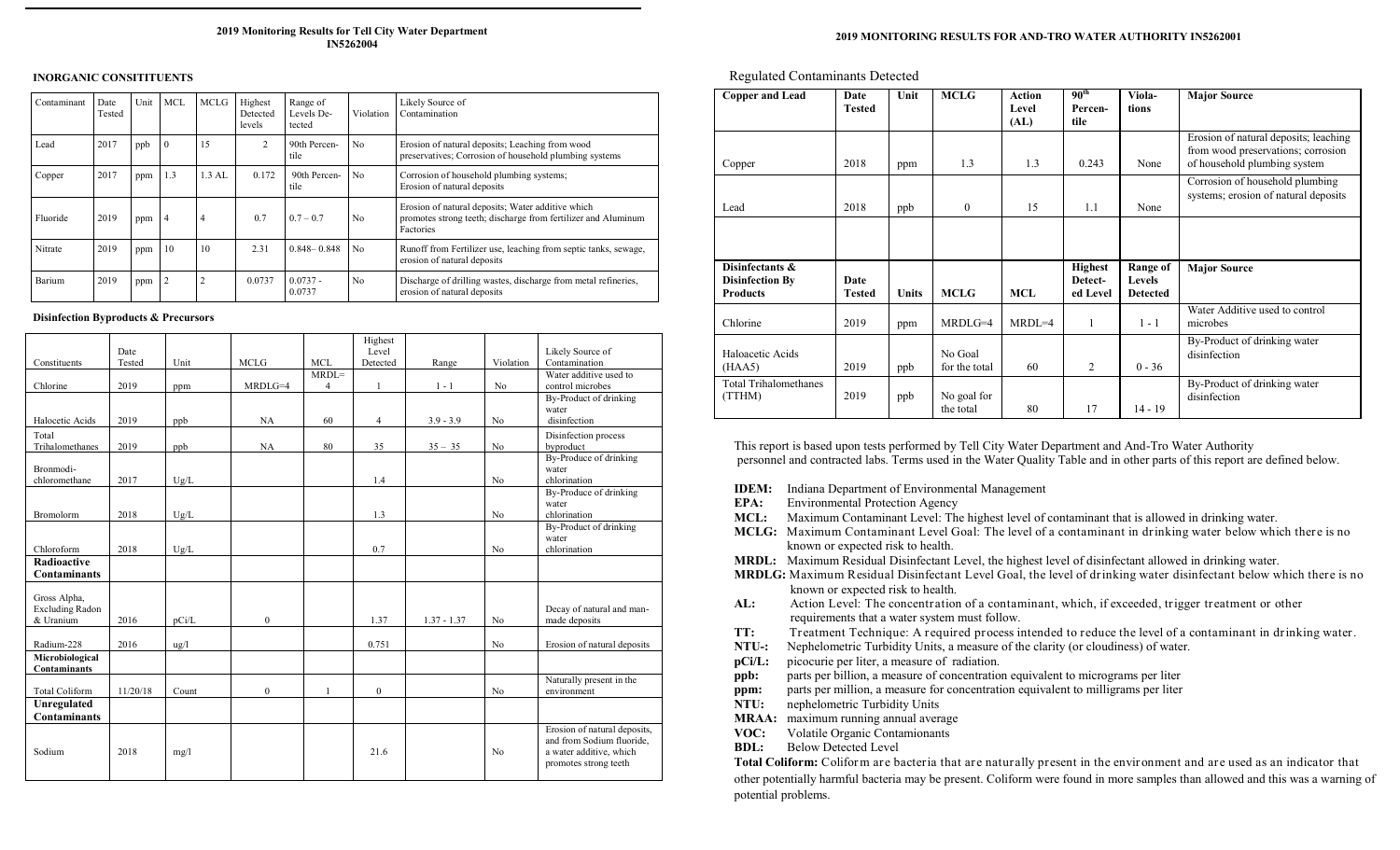## 2019 Monitoring Results for Tell City Water Department IN5262004

### INORGANIC CONSITITUENTS

| Contaminant | Date Tested | Unit | MCL | MCLG | Highest Detected levels | Range of Levels Detected | Violation | Likely Source of Contamination |
|---|---|---|---|---|---|---|---|---|
| Lead | 2017 | ppb | 0 | 15 | 2 | 90th Percentile | No | Erosion of natural deposits; Leaching from wood preservatives; Corrosion of household plumbing systems |
| Copper | 2017 | ppm | 1.3 | 1.3 AL | 0.172 | 90th Percentile | No | Corrosion of household plumbing systems; Erosion of natural deposits |
| Fluoride | 2019 | ppm | 4 | 4 | 0.7 | 0.7 – 0.7 | No | Erosion of natural deposits; Water additive which promotes strong teeth; discharge from fertilizer and Aluminum Factories |
| Nitrate | 2019 | ppm | 10 | 10 | 2.31 | 0.848– 0.848 | No | Runoff from Fertilizer use, leaching from septic tanks, sewage, erosion of natural deposits |
| Barium | 2019 | ppm | 2 | 2 | 0.0737 | 0.0737 - 0.0737 | No | Discharge of drilling wastes, discharge from metal refineries, erosion of natural deposits |

### Disinfection Byproducts & Precursors

| Constituents | Date Tested | Unit | MCLG | MCL | Highest Level Detected | Range | Violation | Likely Source of Contamination |
|---|---|---|---|---|---|---|---|---|
| Chlorine | 2019 | ppm | MRDLG=4 | MRDL= 4 | 1 | 1 - 1 | No | Water additive used to control microbes |
| Halocetic Acids | 2019 | ppb | NA | 60 | 4 | 3.9 - 3.9 | No | By-Product of drinking water disinfection |
| Total Trihalomethanes | 2019 | ppb | NA | 80 | 35 | 35 – 35 | No | Disinfection process byproduct |
| Bronmodi-chloromethane | 2017 | Ug/L | | | 1.4 | | No | By-Produce of drinking water chlorination |
| Bromolorm | 2018 | Ug/L | | | 1.3 | | No | By-Produce of drinking water chlorination |
| Chloroform | 2018 | Ug/L | | | 0.7 | | No | By-Product of drinking water chlorination |
| **Radioactive Contaminants** | | | | | | | | |
| Gross Alpha, Excluding Radon & Uranium | 2016 | pCi/L | 0 | | 1.37 | 1.37 - 1.37 | No | Decay of natural and man-made deposits |
| Radium-228 | 2016 | ug/l | | | 0.751 | | No | Erosion of natural deposits |
| **Microbiological Contaminants** | | | | | | | | |
| Total Coliform | 11/20/18 | Count | 0 | 1 | 0 | | No | Naturally present in the environment |
| **Unregulated Contaminants** | | | | | | | | |
| Sodium | 2018 | mg/l | | | 21.6 | | No | Erosion of natural deposits, and from Sodium fluoride, a water additive, which promotes strong teeth |

## 2019 MONITORING RESULTS FOR AND-TRO WATER AUTHORITY IN5262001

Regulated Contaminants Detected

| Copper and Lead | Date Tested | Unit | MCLG | Action Level (AL) | 90th Percentile | Violations | Major Source |
|---|---|---|---|---|---|---|---|
| Copper | 2018 | ppm | 1.3 | 1.3 | 0.243 | None | Erosion of natural deposits; leaching from wood preservations; corrosion of household plumbing system |
| Lead | 2018 | ppb | 0 | 15 | 1.1 | None | Corrosion of household plumbing systems; erosion of natural deposits |
| | | | | | | | |
| **Disinfectants & Disinfection By Products** | **Date Tested** | **Units** | **MCLG** | **MCL** | **Highest Detected Level** | **Range of Levels Detected** | **Major Source** |
| Chlorine | 2019 | ppm | MRDLG=4 | MRDL=4 | 1 | 1 - 1 | Water Additive used to control microbes |
| Haloacetic Acids (HAA5) | 2019 | ppb | No Goal for the total | 60 | 2 | 0 - 36 | By-Product of drinking water disinfection |
| Total Trihalomethanes (TTHM) | 2019 | ppb | No goal for the total | 80 | 17 | 14 - 19 | By-Product of drinking water disinfection |

This report is based upon tests performed by Tell City Water Department and And-Tro Water Authority personnel and contracted labs. Terms used in the Water Quality Table and in other parts of this report are defined below.

**IDEM:** Indiana Department of Environmental Management
**EPA:** Environmental Protection Agency
**MCL:** Maximum Contaminant Level: The highest level of contaminant that is allowed in drinking water.
**MCLG:** Maximum Contaminant Level Goal: The level of a contaminant in drinking water below which there is no known or expected risk to health.
**MRDL:** Maximum Residual Disinfectant Level, the highest level of disinfectant allowed in drinking water.
**MRDLG:** Maximum Residual Disinfectant Level Goal, the level of drinking water disinfectant below which there is no known or expected risk to health.
**AL:** Action Level: The concentration of a contaminant, which, if exceeded, trigger treatment or other requirements that a water system must follow.
**TT:** Treatment Technique: A required process intended to reduce the level of a contaminant in drinking water.
**NTU-:** Nephelometric Turbidity Units, a measure of the clarity (or cloudiness) of water.
**pCi/L:** picocurie per liter, a measure of radiation.
**ppb:** parts per billion, a measure of concentration equivalent to micrograms per liter
**ppm:** parts per million, a measure for concentration equivalent to milligrams per liter
**NTU:** nephelometric Turbidity Units
**MRAA:** maximum running annual average
**VOC:** Volatile Organic Contaminants
**BDL:** Below Detected Level
**Total Coliform:** Coliform are bacteria that are naturally present in the environment and are used as an indicator that other potentially harmful bacteria may be present. Coliform were found in more samples than allowed and this was a warning of potential problems.